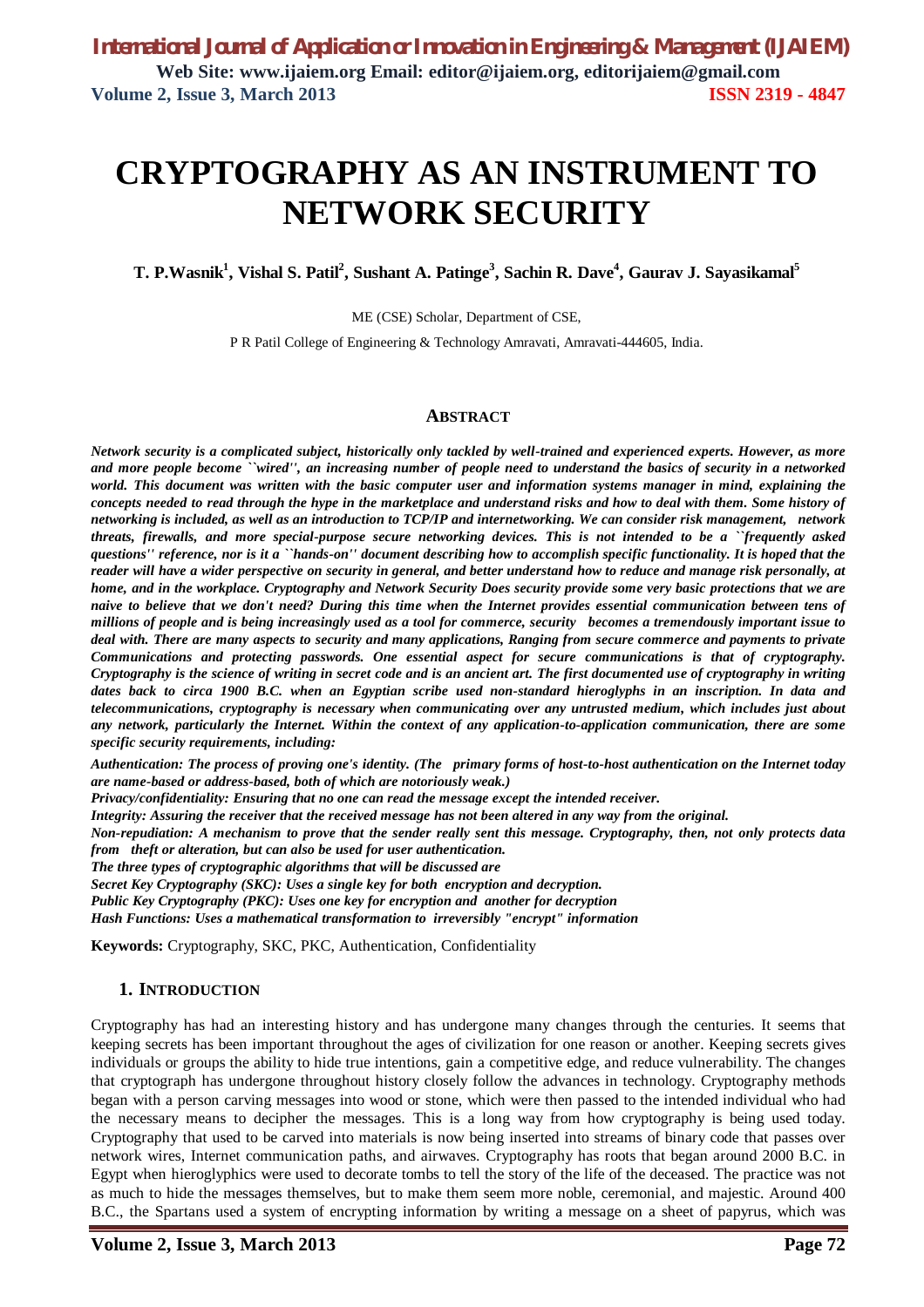# CRYPTOGRAPHY AS AN INSTRUMENT TO NETWORK SECURITY

**T. P.Wasnik[1], Vishal S. Patil[2], Sushant A. Patinge[3], Sachin R. Dave[4], Gaurav J. Sayasikamal[5]**

ME (CSE) Scholar, Department of CSE,

P R Patil College of Engineering & Technology Amravati, Amravati-444605, India.

## ABSTRACT

***Network security is a complicated subject, historically only tackled by well-trained and experienced experts. However, as more and more people become ``wired'', an increasing number of people need to understand the basics of security in a networked world. This document was written with the basic computer user and information systems manager in mind, explaining the concepts needed to read through the hype in the marketplace and understand risks and how to deal with them. Some history of networking is included, as well as an introduction to TCP/IP and internetworking. We can consider risk management, network threats, firewalls, and more special-purpose secure networking devices. This is not intended to be a ``frequently asked questions'' reference, nor is it a ``hands-on'' document describing how to accomplish specific functionality. It is hoped that the reader will have a wider perspective on security in general, and better understand how to reduce and manage risk personally, at home, and in the workplace. Cryptography and Network Security Does security provide some very basic protections that we are naive to believe that we don't need? During this time when the Internet provides essential communication between tens of millions of people and is being increasingly used as a tool for commerce, security becomes a tremendously important issue to deal with. There are many aspects to security and many applications, Ranging from secure commerce and payments to private Communications and protecting passwords. One essential aspect for secure communications is that of cryptography. Cryptography is the science of writing in secret code and is an ancient art. The first documented use of cryptography in writing dates back to circa 1900 B.C. when an Egyptian scribe used non-standard hieroglyphs in an inscription. In data and telecommunications, cryptography is necessary when communicating over any untrusted medium, which includes just about any network, particularly the Internet. Within the context of any application-to-application communication, there are some specific security requirements, including:***

***Authentication: The process of proving one's identity. (The primary forms of host-to-host authentication on the Internet today are name-based or address-based, both of which are notoriously weak.)***

***Privacy/confidentiality: Ensuring that no one can read the message except the intended receiver.***

***Integrity: Assuring the receiver that the received message has not been altered in any way from the original.***

***Non-repudiation: A mechanism to prove that the sender really sent this message. Cryptography, then, not only protects data from theft or alteration, but can also be used for user authentication.***

***The three types of cryptographic algorithms that will be discussed are***

***Secret Key Cryptography (SKC): Uses a single key for both encryption and decryption.***

***Public Key Cryptography (PKC): Uses one key for encryption and another for decryption***

***Hash Functions: Uses a mathematical transformation to irreversibly "encrypt" information***

**Keywords:** Cryptography, SKC, PKC, Authentication, Confidentiality

## 1. INTRODUCTION

Cryptography has had an interesting history and has undergone many changes through the centuries. It seems that keeping secrets has been important throughout the ages of civilization for one reason or another. Keeping secrets gives individuals or groups the ability to hide true intentions, gain a competitive edge, and reduce vulnerability. The changes that cryptograph has undergone throughout history closely follow the advances in technology. Cryptography methods began with a person carving messages into wood or stone, which were then passed to the intended individual who had the necessary means to decipher the messages. This is a long way from how cryptography is being used today. Cryptography that used to be carved into materials is now being inserted into streams of binary code that passes over network wires, Internet communication paths, and airwaves. Cryptography has roots that began around 2000 B.C. in Egypt when hieroglyphics were used to decorate tombs to tell the story of the life of the deceased. The practice was not as much to hide the messages themselves, but to make them seem more noble, ceremonial, and majestic. Around 400 B.C., the Spartans used a system of encrypting information by writing a message on a sheet of papyrus, which was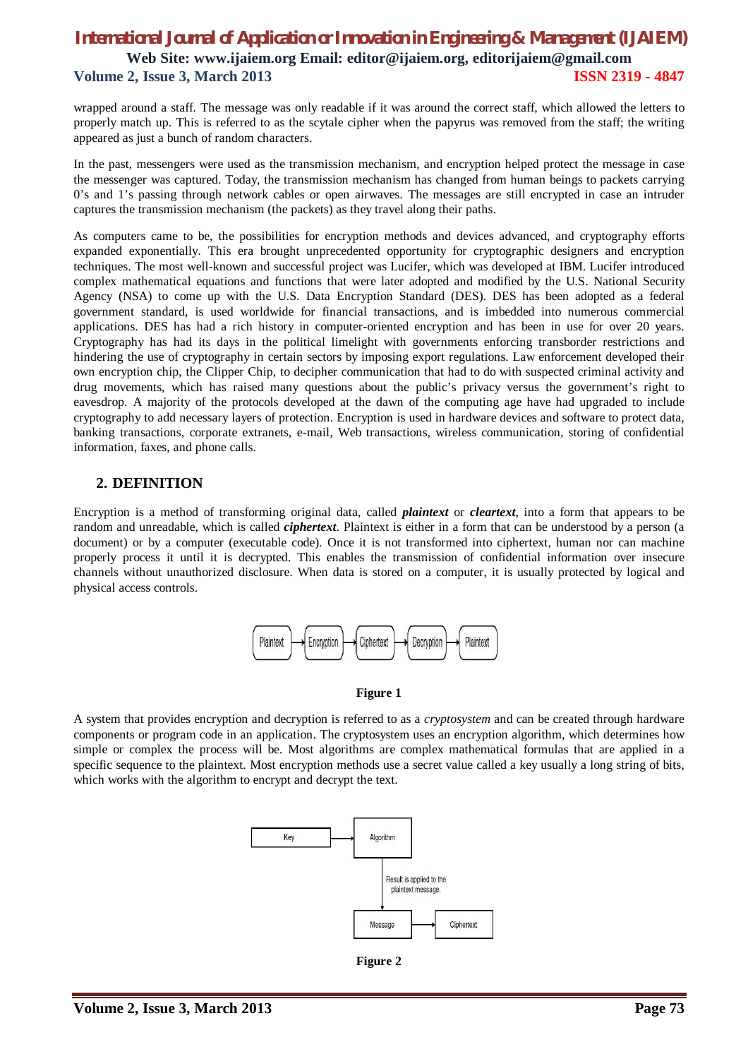wrapped around a staff. The message was only readable if it was around the correct staff, which allowed the letters to properly match up. This is referred to as the scytale cipher when the papyrus was removed from the staff; the writing appeared as just a bunch of random characters.

In the past, messengers were used as the transmission mechanism, and encryption helped protect the message in case the messenger was captured. Today, the transmission mechanism has changed from human beings to packets carrying 0's and 1's passing through network cables or open airwaves. The messages are still encrypted in case an intruder captures the transmission mechanism (the packets) as they travel along their paths.

As computers came to be, the possibilities for encryption methods and devices advanced, and cryptography efforts expanded exponentially. This era brought unprecedented opportunity for cryptographic designers and encryption techniques. The most well-known and successful project was Lucifer, which was developed at IBM. Lucifer introduced complex mathematical equations and functions that were later adopted and modified by the U.S. National Security Agency (NSA) to come up with the U.S. Data Encryption Standard (DES). DES has been adopted as a federal government standard, is used worldwide for financial transactions, and is imbedded into numerous commercial applications. DES has had a rich history in computer-oriented encryption and has been in use for over 20 years. Cryptography has had its days in the political limelight with governments enforcing transborder restrictions and hindering the use of cryptography in certain sectors by imposing export regulations. Law enforcement developed their own encryption chip, the Clipper Chip, to decipher communication that had to do with suspected criminal activity and drug movements, which has raised many questions about the public's privacy versus the government's right to eavesdrop. A majority of the protocols developed at the dawn of the computing age have had upgraded to include cryptography to add necessary layers of protection. Encryption is used in hardware devices and software to protect data, banking transactions, corporate extranets, e-mail, Web transactions, wireless communication, storing of confidential information, faxes, and phone calls.

## 2. DEFINITION

Encryption is a method of transforming original data, called ***plaintext*** or ***cleartext***, into a form that appears to be random and unreadable, which is called ***ciphertext***. Plaintext is either in a form that can be understood by a person (a document) or by a computer (executable code). Once it is not transformed into ciphertext, human nor can machine properly process it until it is decrypted. This enables the transmission of confidential information over insecure channels without unauthorized disclosure. When data is stored on a computer, it is usually protected by logical and physical access controls.

Plaintext → Encryption → Ciphertext → Decryption → Plaintext

**Figure 1**

A system that provides encryption and decryption is referred to as a *cryptosystem* and can be created through hardware components or program code in an application. The cryptosystem uses an encryption algorithm, which determines how simple or complex the process will be. Most algorithms are complex mathematical formulas that are applied in a specific sequence to the plaintext. Most encryption methods use a secret value called a key usually a long string of bits, which works with the algorithm to encrypt and decrypt the text.

Key → Algorithm → (Result is applied to the plaintext message.) → Message → Ciphertext

**Figure 2**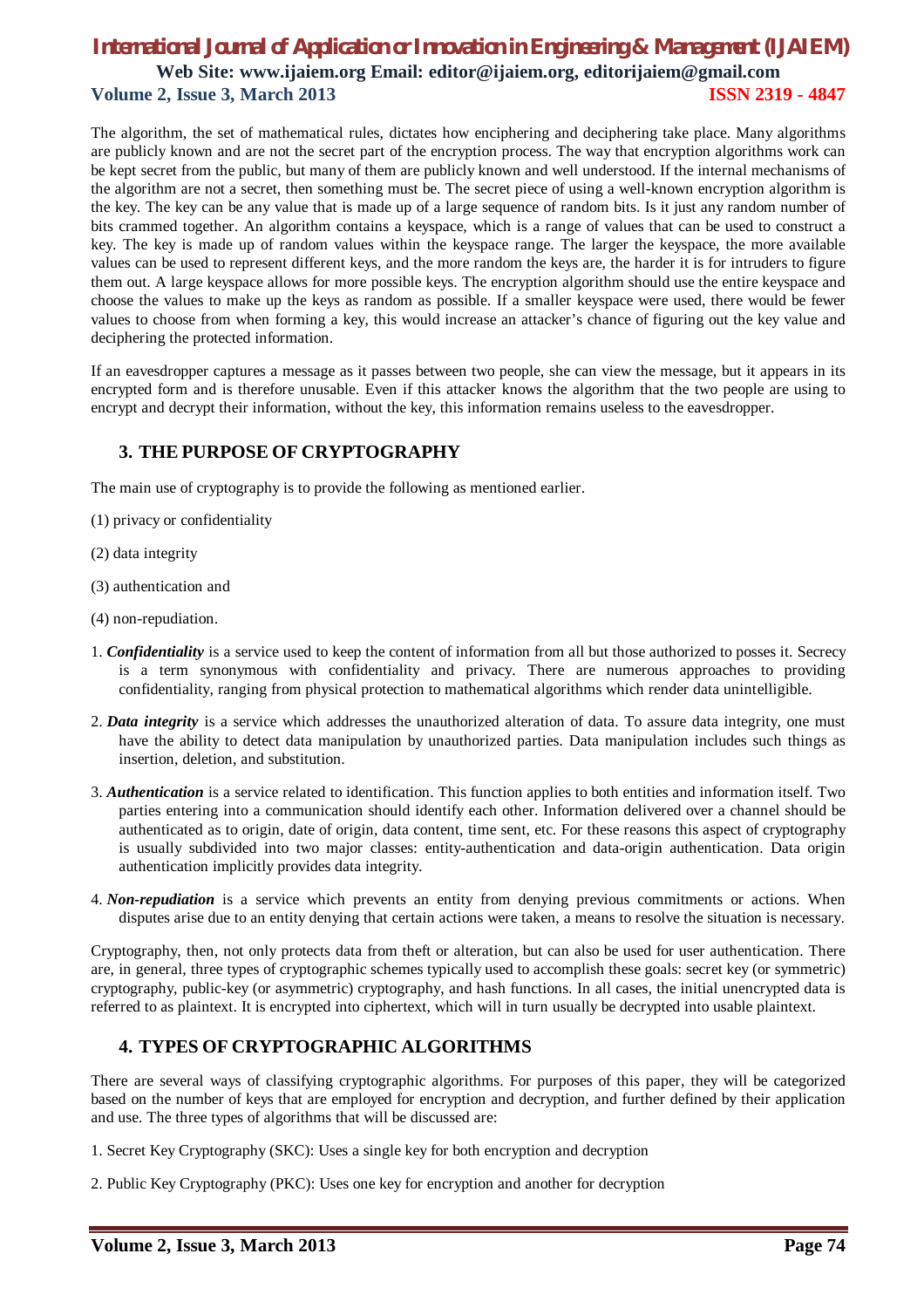The algorithm, the set of mathematical rules, dictates how enciphering and deciphering take place. Many algorithms are publicly known and are not the secret part of the encryption process. The way that encryption algorithms work can be kept secret from the public, but many of them are publicly known and well understood. If the internal mechanisms of the algorithm are not a secret, then something must be. The secret piece of using a well-known encryption algorithm is the key. The key can be any value that is made up of a large sequence of random bits. Is it just any random number of bits crammed together. An algorithm contains a keyspace, which is a range of values that can be used to construct a key. The key is made up of random values within the keyspace range. The larger the keyspace, the more available values can be used to represent different keys, and the more random the keys are, the harder it is for intruders to figure them out. A large keyspace allows for more possible keys. The encryption algorithm should use the entire keyspace and choose the values to make up the keys as random as possible. If a smaller keyspace were used, there would be fewer values to choose from when forming a key, this would increase an attacker's chance of figuring out the key value and deciphering the protected information.

If an eavesdropper captures a message as it passes between two people, she can view the message, but it appears in its encrypted form and is therefore unusable. Even if this attacker knows the algorithm that the two people are using to encrypt and decrypt their information, without the key, this information remains useless to the eavesdropper.

## 3. THE PURPOSE OF CRYPTOGRAPHY

The main use of cryptography is to provide the following as mentioned earlier.

(1) privacy or confidentiality

(2) data integrity

(3) authentication and

(4) non-repudiation.

1. ***Confidentiality*** is a service used to keep the content of information from all but those authorized to posses it. Secrecy is a term synonymous with confidentiality and privacy. There are numerous approaches to providing confidentiality, ranging from physical protection to mathematical algorithms which render data unintelligible.
2. ***Data integrity*** is a service which addresses the unauthorized alteration of data. To assure data integrity, one must have the ability to detect data manipulation by unauthorized parties. Data manipulation includes such things as insertion, deletion, and substitution.
3. ***Authentication*** is a service related to identification. This function applies to both entities and information itself. Two parties entering into a communication should identify each other. Information delivered over a channel should be authenticated as to origin, date of origin, data content, time sent, etc. For these reasons this aspect of cryptography is usually subdivided into two major classes: entity-authentication and data-origin authentication. Data origin authentication implicitly provides data integrity.
4. ***Non-repudiation*** is a service which prevents an entity from denying previous commitments or actions. When disputes arise due to an entity denying that certain actions were taken, a means to resolve the situation is necessary.

Cryptography, then, not only protects data from theft or alteration, but can also be used for user authentication. There are, in general, three types of cryptographic schemes typically used to accomplish these goals: secret key (or symmetric) cryptography, public-key (or asymmetric) cryptography, and hash functions. In all cases, the initial unencrypted data is referred to as plaintext. It is encrypted into ciphertext, which will in turn usually be decrypted into usable plaintext.

## 4. TYPES OF CRYPTOGRAPHIC ALGORITHMS

There are several ways of classifying cryptographic algorithms. For purposes of this paper, they will be categorized based on the number of keys that are employed for encryption and decryption, and further defined by their application and use. The three types of algorithms that will be discussed are:

1. Secret Key Cryptography (SKC): Uses a single key for both encryption and decryption

2. Public Key Cryptography (PKC): Uses one key for encryption and another for decryption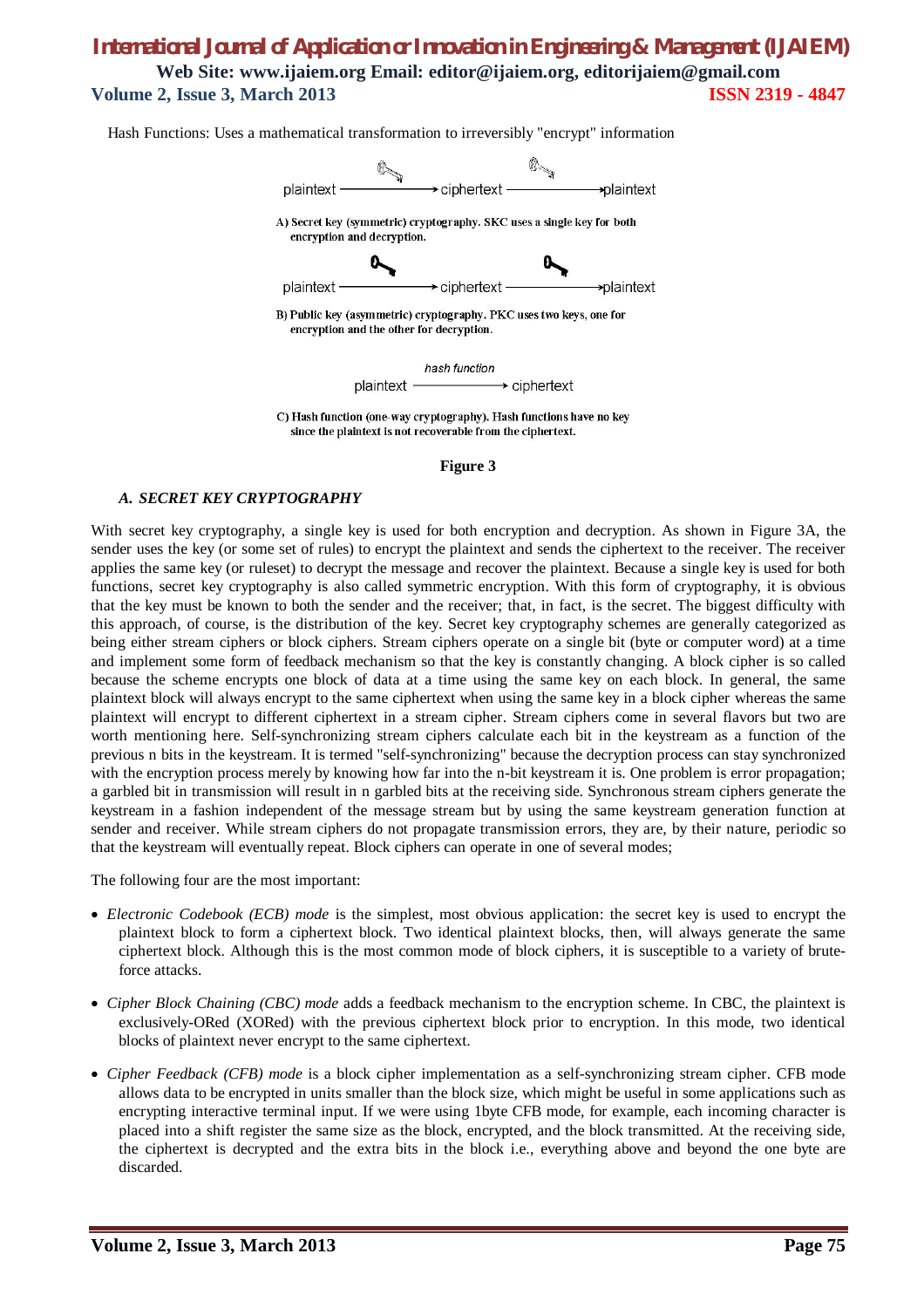Hash Functions: Uses a mathematical transformation to irreversibly "encrypt" information

plaintext → ciphertext → plaintext

A) Secret key (symmetric) cryptography. SKC uses a single key for both encryption and decryption.

plaintext → ciphertext → plaintext

B) Public key (asymmetric) cryptography. PKC uses two keys, one for encryption and the other for decryption.

hash function

plaintext → ciphertext

C) Hash function (one-way cryptography). Hash functions have no key since the plaintext is not recoverable from the ciphertext.

**Figure 3**

### *A. SECRET KEY CRYPTOGRAPHY*

With secret key cryptography, a single key is used for both encryption and decryption. As shown in Figure 3A, the sender uses the key (or some set of rules) to encrypt the plaintext and sends the ciphertext to the receiver. The receiver applies the same key (or ruleset) to decrypt the message and recover the plaintext. Because a single key is used for both functions, secret key cryptography is also called symmetric encryption. With this form of cryptography, it is obvious that the key must be known to both the sender and the receiver; that, in fact, is the secret. The biggest difficulty with this approach, of course, is the distribution of the key. Secret key cryptography schemes are generally categorized as being either stream ciphers or block ciphers. Stream ciphers operate on a single bit (byte or computer word) at a time and implement some form of feedback mechanism so that the key is constantly changing. A block cipher is so called because the scheme encrypts one block of data at a time using the same key on each block. In general, the same plaintext block will always encrypt to the same ciphertext when using the same key in a block cipher whereas the same plaintext will encrypt to different ciphertext in a stream cipher. Stream ciphers come in several flavors but two are worth mentioning here. Self-synchronizing stream ciphers calculate each bit in the keystream as a function of the previous n bits in the keystream. It is termed "self-synchronizing" because the decryption process can stay synchronized with the encryption process merely by knowing how far into the n-bit keystream it is. One problem is error propagation; a garbled bit in transmission will result in n garbled bits at the receiving side. Synchronous stream ciphers generate the keystream in a fashion independent of the message stream but by using the same keystream generation function at sender and receiver. While stream ciphers do not propagate transmission errors, they are, by their nature, periodic so that the keystream will eventually repeat. Block ciphers can operate in one of several modes;

The following four are the most important:

- *Electronic Codebook (ECB) mode* is the simplest, most obvious application: the secret key is used to encrypt the plaintext block to form a ciphertext block. Two identical plaintext blocks, then, will always generate the same ciphertext block. Although this is the most common mode of block ciphers, it is susceptible to a variety of brute-force attacks.

- *Cipher Block Chaining (CBC) mode* adds a feedback mechanism to the encryption scheme. In CBC, the plaintext is exclusively-ORed (XORed) with the previous ciphertext block prior to encryption. In this mode, two identical blocks of plaintext never encrypt to the same ciphertext.

- *Cipher Feedback (CFB) mode* is a block cipher implementation as a self-synchronizing stream cipher. CFB mode allows data to be encrypted in units smaller than the block size, which might be useful in some applications such as encrypting interactive terminal input. If we were using 1byte CFB mode, for example, each incoming character is placed into a shift register the same size as the block, encrypted, and the block transmitted. At the receiving side, the ciphertext is decrypted and the extra bits in the block i.e., everything above and beyond the one byte are discarded.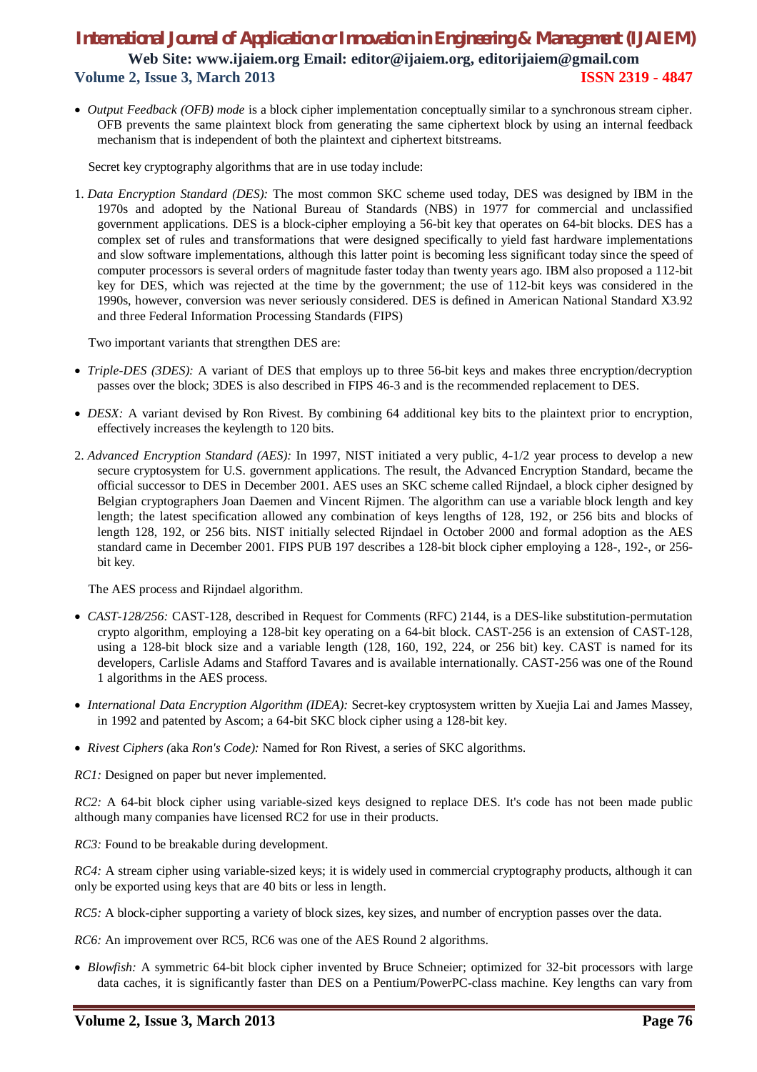- *Output Feedback (OFB) mode* is a block cipher implementation conceptually similar to a synchronous stream cipher. OFB prevents the same plaintext block from generating the same ciphertext block by using an internal feedback mechanism that is independent of both the plaintext and ciphertext bitstreams.

Secret key cryptography algorithms that are in use today include:

1. *Data Encryption Standard (DES):* The most common SKC scheme used today, DES was designed by IBM in the 1970s and adopted by the National Bureau of Standards (NBS) in 1977 for commercial and unclassified government applications. DES is a block-cipher employing a 56-bit key that operates on 64-bit blocks. DES has a complex set of rules and transformations that were designed specifically to yield fast hardware implementations and slow software implementations, although this latter point is becoming less significant today since the speed of computer processors is several orders of magnitude faster today than twenty years ago. IBM also proposed a 112-bit key for DES, which was rejected at the time by the government; the use of 112-bit keys was considered in the 1990s, however, conversion was never seriously considered. DES is defined in American National Standard X3.92 and three Federal Information Processing Standards (FIPS)

Two important variants that strengthen DES are:

- *Triple-DES (3DES):* A variant of DES that employs up to three 56-bit keys and makes three encryption/decryption passes over the block; 3DES is also described in FIPS 46-3 and is the recommended replacement to DES.
- *DESX:* A variant devised by Ron Rivest. By combining 64 additional key bits to the plaintext prior to encryption, effectively increases the keylength to 120 bits.

2. *Advanced Encryption Standard (AES):* In 1997, NIST initiated a very public, 4-1/2 year process to develop a new secure cryptosystem for U.S. government applications. The result, the Advanced Encryption Standard, became the official successor to DES in December 2001. AES uses an SKC scheme called Rijndael, a block cipher designed by Belgian cryptographers Joan Daemen and Vincent Rijmen. The algorithm can use a variable block length and key length; the latest specification allowed any combination of keys lengths of 128, 192, or 256 bits and blocks of length 128, 192, or 256 bits. NIST initially selected Rijndael in October 2000 and formal adoption as the AES standard came in December 2001. FIPS PUB 197 describes a 128-bit block cipher employing a 128-, 192-, or 256-bit key.

The AES process and Rijndael algorithm.

- *CAST-128/256:* CAST-128, described in Request for Comments (RFC) 2144, is a DES-like substitution-permutation crypto algorithm, employing a 128-bit key operating on a 64-bit block. CAST-256 is an extension of CAST-128, using a 128-bit block size and a variable length (128, 160, 192, 224, or 256 bit) key. CAST is named for its developers, Carlisle Adams and Stafford Tavares and is available internationally. CAST-256 was one of the Round 1 algorithms in the AES process.
- *International Data Encryption Algorithm (IDEA):* Secret-key cryptosystem written by Xuejia Lai and James Massey, in 1992 and patented by Ascom; a 64-bit SKC block cipher using a 128-bit key.
- *Rivest Ciphers (*aka *Ron's Code):* Named for Ron Rivest, a series of SKC algorithms.

*RC1:* Designed on paper but never implemented.

*RC2:* A 64-bit block cipher using variable-sized keys designed to replace DES. It's code has not been made public although many companies have licensed RC2 for use in their products.

*RC3:* Found to be breakable during development.

*RC4:* A stream cipher using variable-sized keys; it is widely used in commercial cryptography products, although it can only be exported using keys that are 40 bits or less in length.

*RC5:* A block-cipher supporting a variety of block sizes, key sizes, and number of encryption passes over the data.

*RC6:* An improvement over RC5, RC6 was one of the AES Round 2 algorithms.

- *Blowfish:* A symmetric 64-bit block cipher invented by Bruce Schneier; optimized for 32-bit processors with large data caches, it is significantly faster than DES on a Pentium/PowerPC-class machine. Key lengths can vary from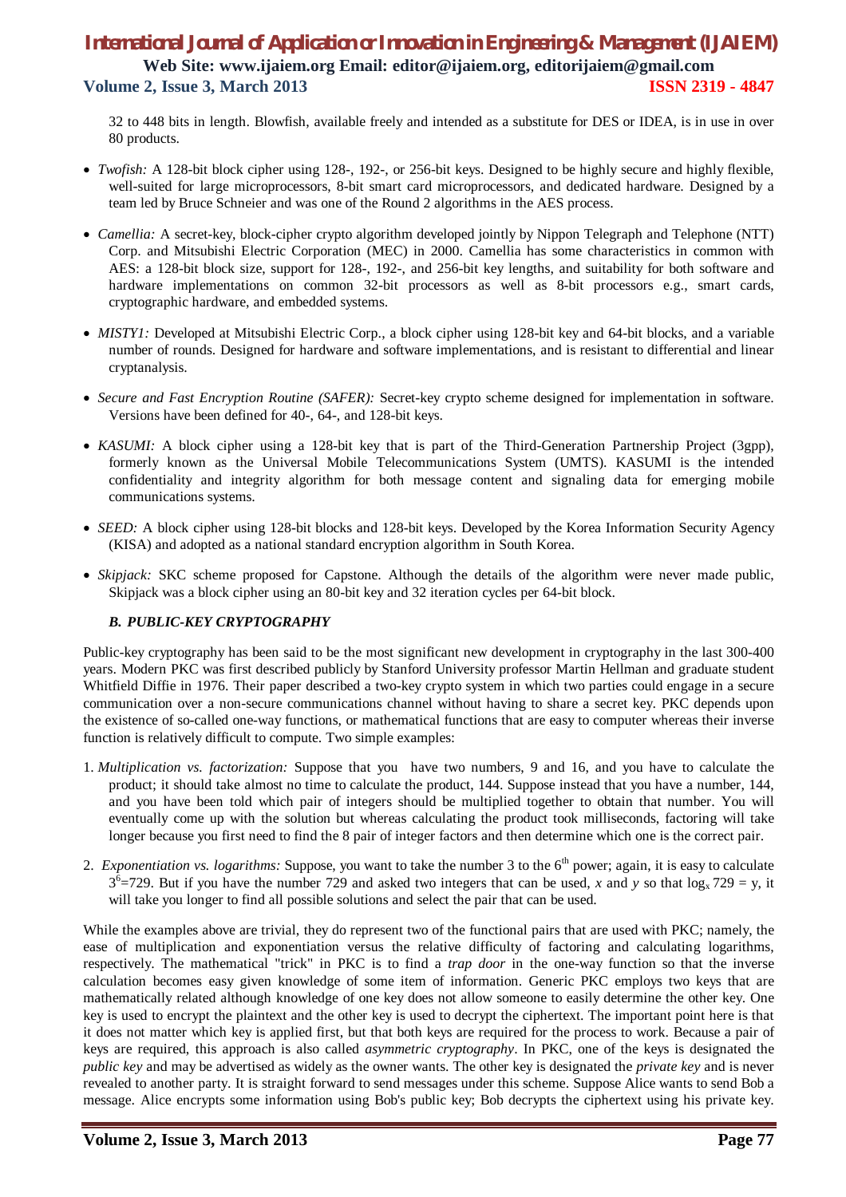32 to 448 bits in length. Blowfish, available freely and intended as a substitute for DES or IDEA, is in use in over 80 products.

- *Twofish:* A 128-bit block cipher using 128-, 192-, or 256-bit keys. Designed to be highly secure and highly flexible, well-suited for large microprocessors, 8-bit smart card microprocessors, and dedicated hardware. Designed by a team led by Bruce Schneier and was one of the Round 2 algorithms in the AES process.
- *Camellia:* A secret-key, block-cipher crypto algorithm developed jointly by Nippon Telegraph and Telephone (NTT) Corp. and Mitsubishi Electric Corporation (MEC) in 2000. Camellia has some characteristics in common with AES: a 128-bit block size, support for 128-, 192-, and 256-bit key lengths, and suitability for both software and hardware implementations on common 32-bit processors as well as 8-bit processors e.g., smart cards, cryptographic hardware, and embedded systems.
- *MISTY1:* Developed at Mitsubishi Electric Corp., a block cipher using 128-bit key and 64-bit blocks, and a variable number of rounds. Designed for hardware and software implementations, and is resistant to differential and linear cryptanalysis.
- *Secure and Fast Encryption Routine (SAFER):* Secret-key crypto scheme designed for implementation in software. Versions have been defined for 40-, 64-, and 128-bit keys.
- *KASUMI:* A block cipher using a 128-bit key that is part of the Third-Generation Partnership Project (3gpp), formerly known as the Universal Mobile Telecommunications System (UMTS). KASUMI is the intended confidentiality and integrity algorithm for both message content and signaling data for emerging mobile communications systems.
- *SEED:* A block cipher using 128-bit blocks and 128-bit keys. Developed by the Korea Information Security Agency (KISA) and adopted as a national standard encryption algorithm in South Korea.
- *Skipjack:* SKC scheme proposed for Capstone. Although the details of the algorithm were never made public, Skipjack was a block cipher using an 80-bit key and 32 iteration cycles per 64-bit block.

### *B. PUBLIC-KEY CRYPTOGRAPHY*

Public-key cryptography has been said to be the most significant new development in cryptography in the last 300-400 years. Modern PKC was first described publicly by Stanford University professor Martin Hellman and graduate student Whitfield Diffie in 1976. Their paper described a two-key crypto system in which two parties could engage in a secure communication over a non-secure communications channel without having to share a secret key. PKC depends upon the existence of so-called one-way functions, or mathematical functions that are easy to computer whereas their inverse function is relatively difficult to compute. Two simple examples:

1. *Multiplication vs. factorization:* Suppose that you have two numbers, 9 and 16, and you have to calculate the product; it should take almost no time to calculate the product, 144. Suppose instead that you have a number, 144, and you have been told which pair of integers should be multiplied together to obtain that number. You will eventually come up with the solution but whereas calculating the product took milliseconds, factoring will take longer because you first need to find the 8 pair of integer factors and then determine which one is the correct pair.
2. *Exponentiation vs. logarithms:* Suppose, you want to take the number 3 to the $6^{th}$ power; again, it is easy to calculate $3^6=729$. But if you have the number 729 and asked two integers that can be used, $x$ and $y$ so that $\log_x 729 = y$, it will take you longer to find all possible solutions and select the pair that can be used.

While the examples above are trivial, they do represent two of the functional pairs that are used with PKC; namely, the ease of multiplication and exponentiation versus the relative difficulty of factoring and calculating logarithms, respectively. The mathematical "trick" in PKC is to find a *trap door* in the one-way function so that the inverse calculation becomes easy given knowledge of some item of information. Generic PKC employs two keys that are mathematically related although knowledge of one key does not allow someone to easily determine the other key. One key is used to encrypt the plaintext and the other key is used to decrypt the ciphertext. The important point here is that it does not matter which key is applied first, but that both keys are required for the process to work. Because a pair of keys are required, this approach is also called *asymmetric cryptography*. In PKC, one of the keys is designated the *public key* and may be advertised as widely as the owner wants. The other key is designated the *private key* and is never revealed to another party. It is straight forward to send messages under this scheme. Suppose Alice wants to send Bob a message. Alice encrypts some information using Bob's public key; Bob decrypts the ciphertext using his private key.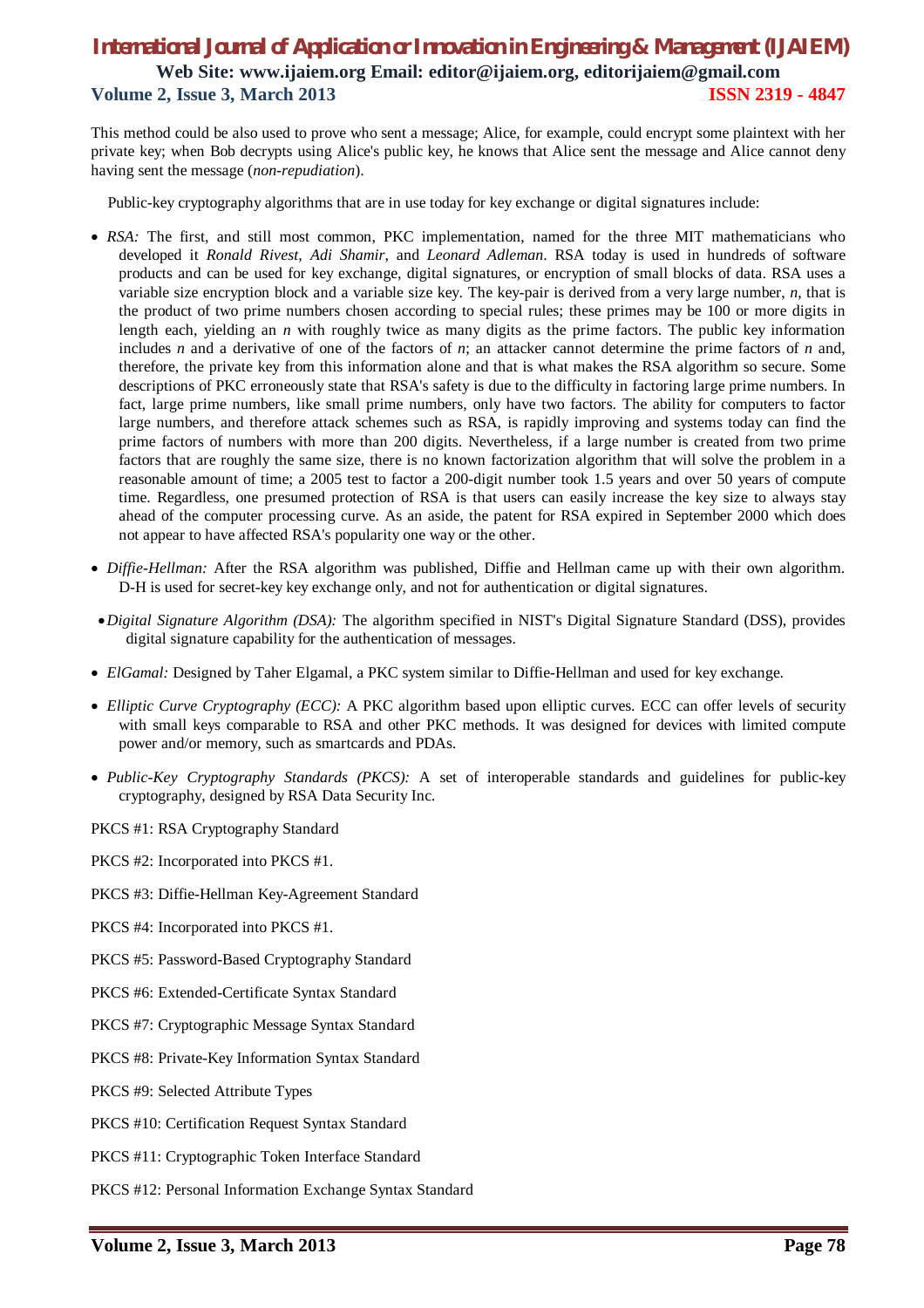This method could be also used to prove who sent a message; Alice, for example, could encrypt some plaintext with her private key; when Bob decrypts using Alice's public key, he knows that Alice sent the message and Alice cannot deny having sent the message (*non-repudiation*).

Public-key cryptography algorithms that are in use today for key exchange or digital signatures include:

- *RSA:* The first, and still most common, PKC implementation, named for the three MIT mathematicians who developed it *Ronald Rivest*, *Adi Shamir*, and *Leonard Adleman*. RSA today is used in hundreds of software products and can be used for key exchange, digital signatures, or encryption of small blocks of data. RSA uses a variable size encryption block and a variable size key. The key-pair is derived from a very large number, $n$, that is the product of two prime numbers chosen according to special rules; these primes may be 100 or more digits in length each, yielding an $n$ with roughly twice as many digits as the prime factors. The public key information includes $n$ and a derivative of one of the factors of $n$; an attacker cannot determine the prime factors of $n$ and, therefore, the private key from this information alone and that is what makes the RSA algorithm so secure. Some descriptions of PKC erroneously state that RSA's safety is due to the difficulty in factoring large prime numbers. In fact, large prime numbers, like small prime numbers, only have two factors. The ability for computers to factor large numbers, and therefore attack schemes such as RSA, is rapidly improving and systems today can find the prime factors of numbers with more than 200 digits. Nevertheless, if a large number is created from two prime factors that are roughly the same size, there is no known factorization algorithm that will solve the problem in a reasonable amount of time; a 2005 test to factor a 200-digit number took 1.5 years and over 50 years of compute time. Regardless, one presumed protection of RSA is that users can easily increase the key size to always stay ahead of the computer processing curve. As an aside, the patent for RSA expired in September 2000 which does not appear to have affected RSA's popularity one way or the other.
- *Diffie-Hellman:* After the RSA algorithm was published, Diffie and Hellman came up with their own algorithm. D-H is used for secret-key key exchange only, and not for authentication or digital signatures.
- *Digital Signature Algorithm (DSA):* The algorithm specified in NIST's Digital Signature Standard (DSS), provides digital signature capability for the authentication of messages.
- *ElGamal:* Designed by Taher Elgamal, a PKC system similar to Diffie-Hellman and used for key exchange.
- *Elliptic Curve Cryptography (ECC):* A PKC algorithm based upon elliptic curves. ECC can offer levels of security with small keys comparable to RSA and other PKC methods. It was designed for devices with limited compute power and/or memory, such as smartcards and PDAs.
- *Public-Key Cryptography Standards (PKCS):* A set of interoperable standards and guidelines for public-key cryptography, designed by RSA Data Security Inc.

PKCS #1: RSA Cryptography Standard

PKCS #2: Incorporated into PKCS #1.

PKCS #3: Diffie-Hellman Key-Agreement Standard

PKCS #4: Incorporated into PKCS #1.

PKCS #5: Password-Based Cryptography Standard

PKCS #6: Extended-Certificate Syntax Standard

PKCS #7: Cryptographic Message Syntax Standard

PKCS #8: Private-Key Information Syntax Standard

PKCS #9: Selected Attribute Types

PKCS #10: Certification Request Syntax Standard

PKCS #11: Cryptographic Token Interface Standard

PKCS #12: Personal Information Exchange Syntax Standard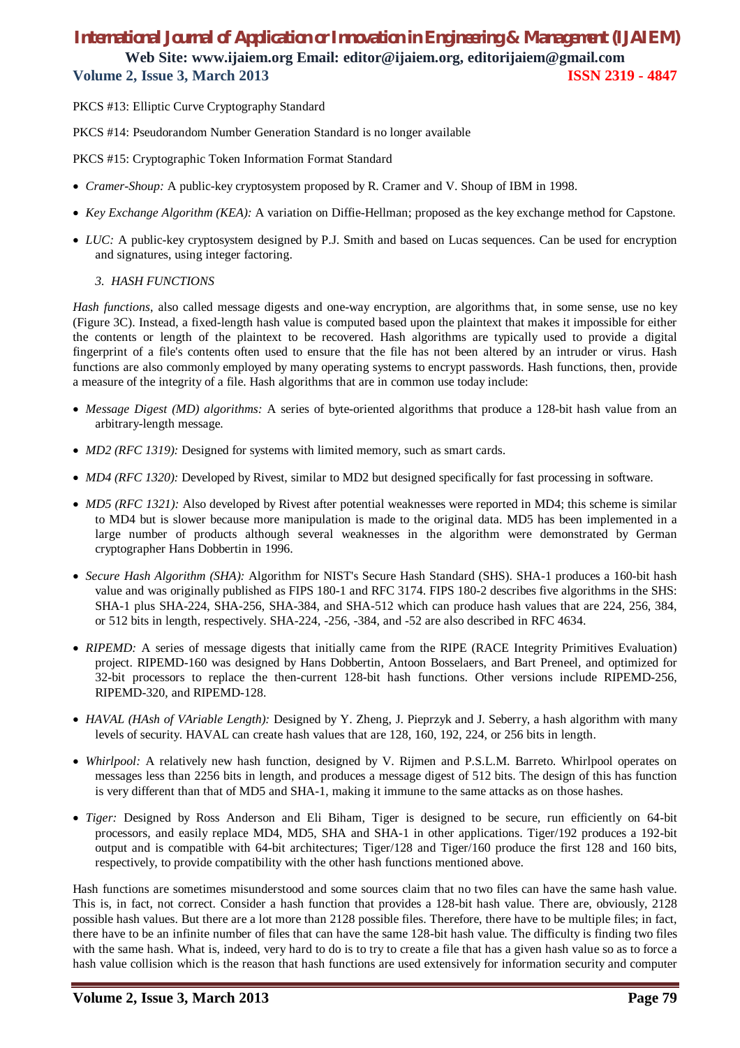PKCS #13: Elliptic Curve Cryptography Standard

PKCS #14: Pseudorandom Number Generation Standard is no longer available

PKCS #15: Cryptographic Token Information Format Standard

- *Cramer-Shoup:* A public-key cryptosystem proposed by R. Cramer and V. Shoup of IBM in 1998.
- *Key Exchange Algorithm (KEA):* A variation on Diffie-Hellman; proposed as the key exchange method for Capstone.
- *LUC:* A public-key cryptosystem designed by P.J. Smith and based on Lucas sequences. Can be used for encryption and signatures, using integer factoring.

### *3. HASH FUNCTIONS*

*Hash functions*, also called message digests and one-way encryption, are algorithms that, in some sense, use no key (Figure 3C). Instead, a fixed-length hash value is computed based upon the plaintext that makes it impossible for either the contents or length of the plaintext to be recovered. Hash algorithms are typically used to provide a digital fingerprint of a file's contents often used to ensure that the file has not been altered by an intruder or virus. Hash functions are also commonly employed by many operating systems to encrypt passwords. Hash functions, then, provide a measure of the integrity of a file. Hash algorithms that are in common use today include:

- *Message Digest (MD) algorithms:* A series of byte-oriented algorithms that produce a 128-bit hash value from an arbitrary-length message.
- *MD2 (RFC 1319):* Designed for systems with limited memory, such as smart cards.
- *MD4 (RFC 1320):* Developed by Rivest, similar to MD2 but designed specifically for fast processing in software.
- *MD5 (RFC 1321):* Also developed by Rivest after potential weaknesses were reported in MD4; this scheme is similar to MD4 but is slower because more manipulation is made to the original data. MD5 has been implemented in a large number of products although several weaknesses in the algorithm were demonstrated by German cryptographer Hans Dobbertin in 1996.
- *Secure Hash Algorithm (SHA):* Algorithm for NIST's Secure Hash Standard (SHS). SHA-1 produces a 160-bit hash value and was originally published as FIPS 180-1 and RFC 3174. FIPS 180-2 describes five algorithms in the SHS: SHA-1 plus SHA-224, SHA-256, SHA-384, and SHA-512 which can produce hash values that are 224, 256, 384, or 512 bits in length, respectively. SHA-224, -256, -384, and -52 are also described in RFC 4634.
- *RIPEMD:* A series of message digests that initially came from the RIPE (RACE Integrity Primitives Evaluation) project. RIPEMD-160 was designed by Hans Dobbertin, Antoon Bosselaers, and Bart Preneel, and optimized for 32-bit processors to replace the then-current 128-bit hash functions. Other versions include RIPEMD-256, RIPEMD-320, and RIPEMD-128.
- *HAVAL (HAsh of VAriable Length):* Designed by Y. Zheng, J. Pieprzyk and J. Seberry, a hash algorithm with many levels of security. HAVAL can create hash values that are 128, 160, 192, 224, or 256 bits in length.
- *Whirlpool:* A relatively new hash function, designed by V. Rijmen and P.S.L.M. Barreto. Whirlpool operates on messages less than 2256 bits in length, and produces a message digest of 512 bits. The design of this has function is very different than that of MD5 and SHA-1, making it immune to the same attacks as on those hashes.
- *Tiger:* Designed by Ross Anderson and Eli Biham, Tiger is designed to be secure, run efficiently on 64-bit processors, and easily replace MD4, MD5, SHA and SHA-1 in other applications. Tiger/192 produces a 192-bit output and is compatible with 64-bit architectures; Tiger/128 and Tiger/160 produce the first 128 and 160 bits, respectively, to provide compatibility with the other hash functions mentioned above.

Hash functions are sometimes misunderstood and some sources claim that no two files can have the same hash value. This is, in fact, not correct. Consider a hash function that provides a 128-bit hash value. There are, obviously, 2128 possible hash values. But there are a lot more than 2128 possible files. Therefore, there have to be multiple files; in fact, there have to be an infinite number of files that can have the same 128-bit hash value. The difficulty is finding two files with the same hash. What is, indeed, very hard to do is to try to create a file that has a given hash value so as to force a hash value collision which is the reason that hash functions are used extensively for information security and computer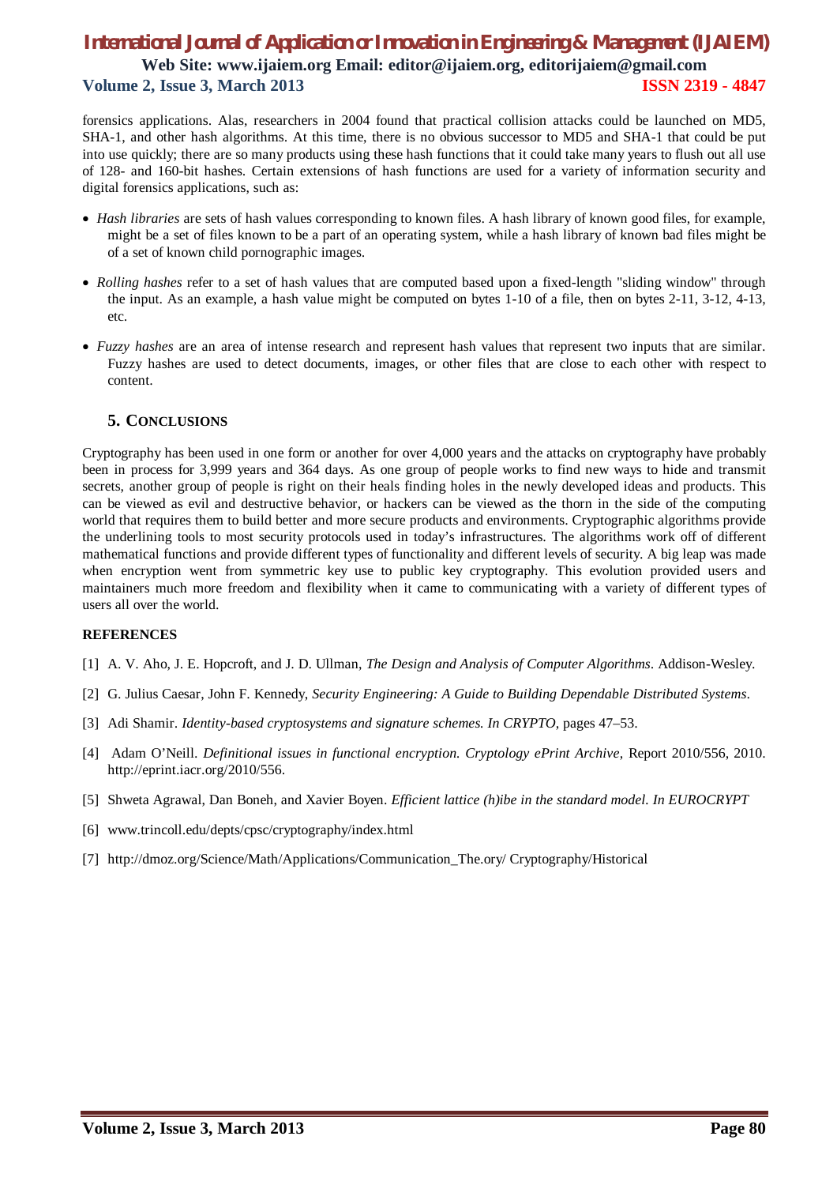forensics applications. Alas, researchers in 2004 found that practical collision attacks could be launched on MD5, SHA-1, and other hash algorithms. At this time, there is no obvious successor to MD5 and SHA-1 that could be put into use quickly; there are so many products using these hash functions that it could take many years to flush out all use of 128- and 160-bit hashes. Certain extensions of hash functions are used for a variety of information security and digital forensics applications, such as:

- *Hash libraries* are sets of hash values corresponding to known files. A hash library of known good files, for example, might be a set of files known to be a part of an operating system, while a hash library of known bad files might be of a set of known child pornographic images.
- *Rolling hashes* refer to a set of hash values that are computed based upon a fixed-length "sliding window" through the input. As an example, a hash value might be computed on bytes 1-10 of a file, then on bytes 2-11, 3-12, 4-13, etc.
- *Fuzzy hashes* are an area of intense research and represent hash values that represent two inputs that are similar. Fuzzy hashes are used to detect documents, images, or other files that are close to each other with respect to content.

## 5. CONCLUSIONS

Cryptography has been used in one form or another for over 4,000 years and the attacks on cryptography have probably been in process for 3,999 years and 364 days. As one group of people works to find new ways to hide and transmit secrets, another group of people is right on their heals finding holes in the newly developed ideas and products. This can be viewed as evil and destructive behavior, or hackers can be viewed as the thorn in the side of the computing world that requires them to build better and more secure products and environments. Cryptographic algorithms provide the underlining tools to most security protocols used in today's infrastructures. The algorithms work off of different mathematical functions and provide different types of functionality and different levels of security. A big leap was made when encryption went from symmetric key use to public key cryptography. This evolution provided users and maintainers much more freedom and flexibility when it came to communicating with a variety of different types of users all over the world.

### REFERENCES

[1] A. V. Aho, J. E. Hopcroft, and J. D. Ullman, *The Design and Analysis of Computer Algorithms*. Addison-Wesley.

[2] G. Julius Caesar, John F. Kennedy, *Security Engineering: A Guide to Building Dependable Distributed Systems*.

[3] Adi Shamir. *Identity-based cryptosystems and signature schemes. In CRYPTO*, pages 47–53.

[4] Adam O'Neill. *Definitional issues in functional encryption. Cryptology ePrint Archive*, Report 2010/556, 2010. http://eprint.iacr.org/2010/556.

[5] Shweta Agrawal, Dan Boneh, and Xavier Boyen. *Efficient lattice (h)ibe in the standard model. In EUROCRYPT*

[6] www.trincoll.edu/depts/cpsc/cryptography/index.html

[7] http://dmoz.org/Science/Math/Applications/Communication_The.ory/ Cryptography/Historical